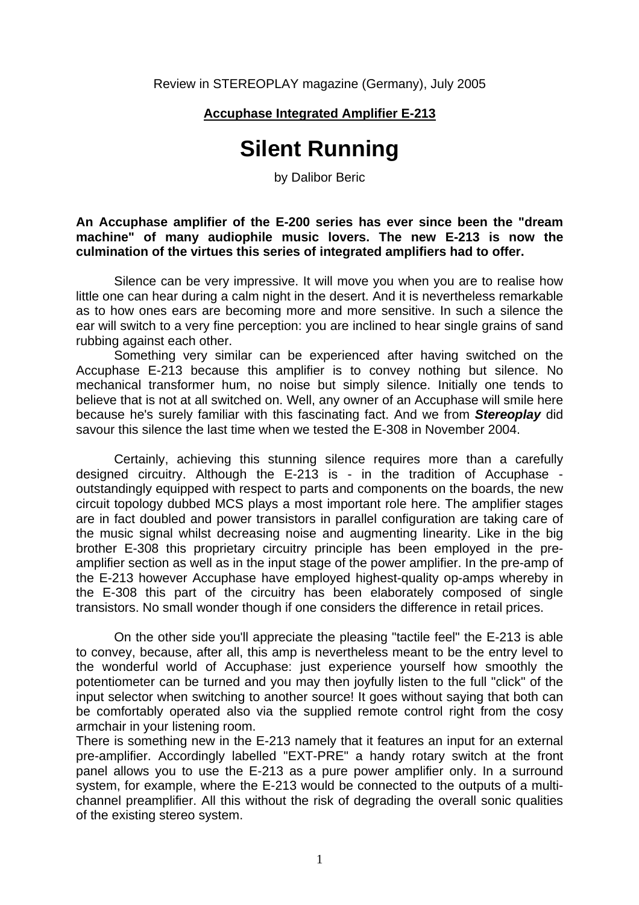Review in STEREOPLAY magazine (Germany), July 2005

**Accuphase Integrated Amplifier E-213**

# Silent Running

by Dalibor Beric

**An Accuphase amplifier of the E-200 series has ever since been the "dream machine" of many audiophile music lovers. The new E-213 is now the culmination of the virtues this series of integrated amplifiers had to offer.**

Silence can be very impressive. It will move you when you are to realise how little one can hear during a calm night in the desert. And it is nevertheless remarkable as to how ones ears are becoming more and more sensitive. In such a silence the ear will switch to a very fine perception: you are inclined to hear single grains of sand rubbing against each other.

Something very similar can be experienced after having switched on the Accuphase E-213 because this amplifier is to convey nothing but silence. No mechanical transformer hum, no noise but simply silence. Initially one tends to believe that is not at all switched on. Well, any owner of an Accuphase will smile here because he's surely familiar with this fascinating fact. And we from ***Stereoplay*** did savour this silence the last time when we tested the E-308 in November 2004.

Certainly, achieving this stunning silence requires more than a carefully designed circuitry. Although the E-213 is - in the tradition of Accuphase - outstandingly equipped with respect to parts and components on the boards, the new circuit topology dubbed MCS plays a most important role here. The amplifier stages are in fact doubled and power transistors in parallel configuration are taking care of the music signal whilst decreasing noise and augmenting linearity. Like in the big brother E-308 this proprietary circuitry principle has been employed in the pre-amplifier section as well as in the input stage of the power amplifier. In the pre-amp of the E-213 however Accuphase have employed highest-quality op-amps whereby in the E-308 this part of the circuitry has been elaborately composed of single transistors. No small wonder though if one considers the difference in retail prices.

On the other side you'll appreciate the pleasing "tactile feel" the E-213 is able to convey, because, after all, this amp is nevertheless meant to be the entry level to the wonderful world of Accuphase: just experience yourself how smoothly the potentiometer can be turned and you may then joyfully listen to the full "click" of the input selector when switching to another source! It goes without saying that both can be comfortably operated also via the supplied remote control right from the cosy armchair in your listening room.

There is something new in the E-213 namely that it features an input for an external pre-amplifier. Accordingly labelled "EXT-PRE" a handy rotary switch at the front panel allows you to use the E-213 as a pure power amplifier only. In a surround system, for example, where the E-213 would be connected to the outputs of a multi-channel preamplifier. All this without the risk of degrading the overall sonic qualities of the existing stereo system.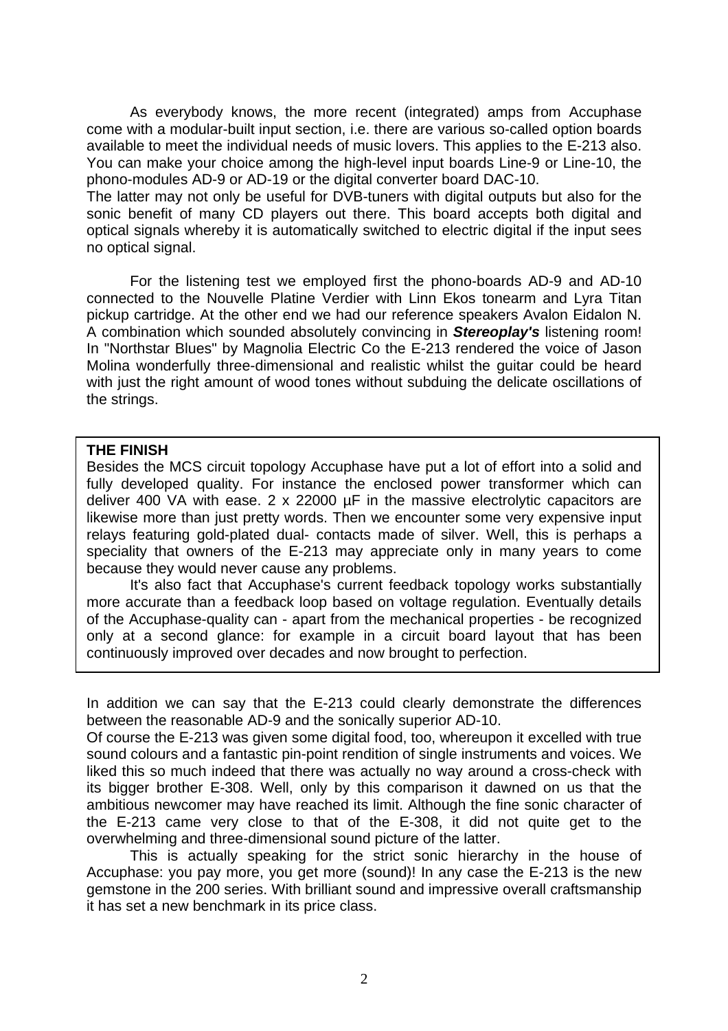As everybody knows, the more recent (integrated) amps from Accuphase come with a modular-built input section, i.e. there are various so-called option boards available to meet the individual needs of music lovers. This applies to the E-213 also. You can make your choice among the high-level input boards Line-9 or Line-10, the phono-modules AD-9 or AD-19 or the digital converter board DAC-10.
The latter may not only be useful for DVB-tuners with digital outputs but also for the sonic benefit of many CD players out there. This board accepts both digital and optical signals whereby it is automatically switched to electric digital if the input sees no optical signal.

For the listening test we employed first the phono-boards AD-9 and AD-10 connected to the Nouvelle Platine Verdier with Linn Ekos tonearm and Lyra Titan pickup cartridge. At the other end we had our reference speakers Avalon Eidalon N. A combination which sounded absolutely convincing in ***Stereoplay's*** listening room! In "Northstar Blues" by Magnolia Electric Co the E-213 rendered the voice of Jason Molina wonderfully three-dimensional and realistic whilst the guitar could be heard with just the right amount of wood tones without subduing the delicate oscillations of the strings.

**THE FINISH**

Besides the MCS circuit topology Accuphase have put a lot of effort into a solid and fully developed quality. For instance the enclosed power transformer which can deliver 400 VA with ease. 2 x 22000 µF in the massive electrolytic capacitors are likewise more than just pretty words. Then we encounter some very expensive input relays featuring gold-plated dual- contacts made of silver. Well, this is perhaps a speciality that owners of the E-213 may appreciate only in many years to come because they would never cause any problems.

It's also fact that Accuphase's current feedback topology works substantially more accurate than a feedback loop based on voltage regulation. Eventually details of the Accuphase-quality can - apart from the mechanical properties - be recognized only at a second glance: for example in a circuit board layout that has been continuously improved over decades and now brought to perfection.

In addition we can say that the E-213 could clearly demonstrate the differences between the reasonable AD-9 and the sonically superior AD-10.
Of course the E-213 was given some digital food, too, whereupon it excelled with true sound colours and a fantastic pin-point rendition of single instruments and voices. We liked this so much indeed that there was actually no way around a cross-check with its bigger brother E-308. Well, only by this comparison it dawned on us that the ambitious newcomer may have reached its limit. Although the fine sonic character of the E-213 came very close to that of the E-308, it did not quite get to the overwhelming and three-dimensional sound picture of the latter.

This is actually speaking for the strict sonic hierarchy in the house of Accuphase: you pay more, you get more (sound)! In any case the E-213 is the new gemstone in the 200 series. With brilliant sound and impressive overall craftsmanship it has set a new benchmark in its price class.